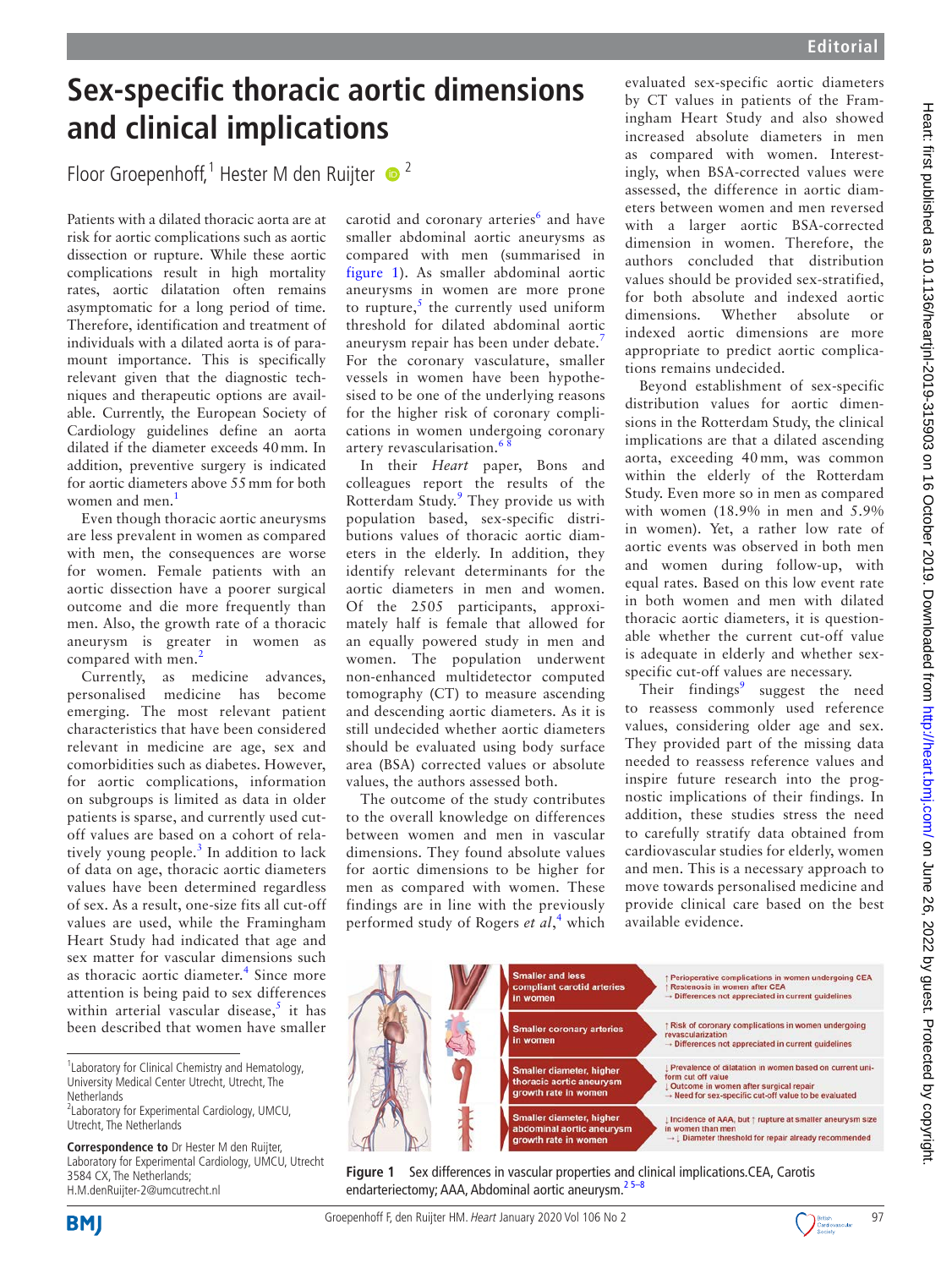# Sex-specific thoracic aortic dimensions and clinical implications

Floor Groepenhoff,[1] Hester M den Ruijter[2]

Patients with a dilated thoracic aorta are at risk for aortic complications such as aortic dissection or rupture. While these aortic complications result in high mortality rates, aortic dilatation often remains asymptomatic for a long period of time. Therefore, identification and treatment of individuals with a dilated aorta is of paramount importance. This is specifically relevant given that the diagnostic techniques and therapeutic options are available. Currently, the European Society of Cardiology guidelines define an aorta dilated if the diameter exceeds 40 mm. In addition, preventive surgery is indicated for aortic diameters above 55 mm for both women and men.[1]

Even though thoracic aortic aneurysms are less prevalent in women as compared with men, the consequences are worse for women. Female patients with an aortic dissection have a poorer surgical outcome and die more frequently than men. Also, the growth rate of a thoracic aneurysm is greater in women as compared with men.[2]

Currently, as medicine advances, personalised medicine has become emerging. The most relevant patient characteristics that have been considered relevant in medicine are age, sex and comorbidities such as diabetes. However, for aortic complications, information on subgroups is limited as data in older patients is sparse, and currently used cut-off values are based on a cohort of relatively young people.[3] In addition to lack of data on age, thoracic aortic diameters values have been determined regardless of sex. As a result, one-size fits all cut-off values are used, while the Framingham Heart Study had indicated that age and sex matter for vascular dimensions such as thoracic aortic diameter.[4] Since more attention is being paid to sex differences within arterial vascular disease,[5] it has been described that women have smaller carotid and coronary arteries[6] and have smaller abdominal aortic aneurysms as compared with men (summarised in figure 1). As smaller abdominal aortic aneurysms in women are more prone to rupture,[5] the currently used uniform threshold for dilated abdominal aortic aneurysm repair has been under debate.[7] For the coronary vasculature, smaller vessels in women have been hypothesised to be one of the underlying reasons for the higher risk of coronary complications in women undergoing coronary artery revascularisation.[6 8]

In their *Heart* paper, Bons and colleagues report the results of the Rotterdam Study.[9] They provide us with population based, sex-specific distributions values of thoracic aortic diameters in the elderly. In addition, they identify relevant determinants for the aortic diameters in men and women. Of the 2505 participants, approximately half is female that allowed for an equally powered study in men and women. The population underwent non-enhanced multidetector computed tomography (CT) to measure ascending and descending aortic diameters. As it is still undecided whether aortic diameters should be evaluated using body surface area (BSA) corrected values or absolute values, the authors assessed both.

The outcome of the study contributes to the overall knowledge on differences between women and men in vascular dimensions. They found absolute values for aortic dimensions to be higher for men as compared with women. These findings are in line with the previously performed study of Rogers *et al*,[4] which evaluated sex-specific aortic diameters by CT values in patients of the Framingham Heart Study and also showed increased absolute diameters in men as compared with women. Interestingly, when BSA-corrected values were assessed, the difference in aortic diameters between women and men reversed with a larger aortic BSA-corrected dimension in women. Therefore, the authors concluded that distribution values should be provided sex-stratified, for both absolute and indexed aortic dimensions. Whether absolute or indexed aortic dimensions are more appropriate to predict aortic complications remains undecided.

Beyond establishment of sex-specific distribution values for aortic dimensions in the Rotterdam Study, the clinical implications are that a dilated ascending aorta, exceeding 40 mm, was common within the elderly of the Rotterdam Study. Even more so in men as compared with women (18.9% in men and 5.9% in women). Yet, a rather low rate of aortic events was observed in both men and women during follow-up, with equal rates. Based on this low event rate in both women and men with dilated thoracic aortic diameters, it is questionable whether the current cut-off value is adequate in elderly and whether sex-specific cut-off values are necessary.

Their findings[9] suggest the need to reassess commonly used reference values, considering older age and sex. They provided part of the missing data needed to reassess reference values and inspire future research into the prognostic implications of their findings. In addition, these studies stress the need to carefully stratify data obtained from cardiovascular studies for elderly, women and men. This is a necessary approach to move towards personalised medicine and provide clinical care based on the best available evidence.

| | |
|---|---|
| Smaller and less compliant carotid arteries in women | ↑ Perioperative complications in women undergoing CEA<br>↑ Restenosis in women after CEA<br>→ Differences not appreciated in current guidelines |
| Smaller coronary arteries in women | ↑ Risk of coronary complications in women undergoing revascularization<br>→ Differences not appreciated in current guidelines |
| Smaller diameter, higher thoracic aortic aneurysm growth rate in women | ↓ Prevalence of dilatation in women based on current uniform cut off value<br>↓ Outcome in women after surgical repair<br>→ Need for sex-specific cut-off value to be evaluated |
| Smaller diameter, higher abdominal aortic aneurysm growth rate in women | ↓ Incidence of AAA, but ↑ rupture at smaller aneurysm size in women than men<br>→ ↓ Diameter threshold for repair already recommended |

**Figure 1** Sex differences in vascular properties and clinical implications.CEA, Carotis endarteriectomy; AAA, Abdominal aortic aneurysm.[2 5–8]

[1] Laboratory for Clinical Chemistry and Hematology, University Medical Center Utrecht, Utrecht, The Netherlands
[2] Laboratory for Experimental Cardiology, UMCU, Utrecht, The Netherlands

**Correspondence to** Dr Hester M den Ruijter, Laboratory for Experimental Cardiology, UMCU, Utrecht 3584 CX, The Netherlands; H.M.denRuijter-2@umcutrecht.nl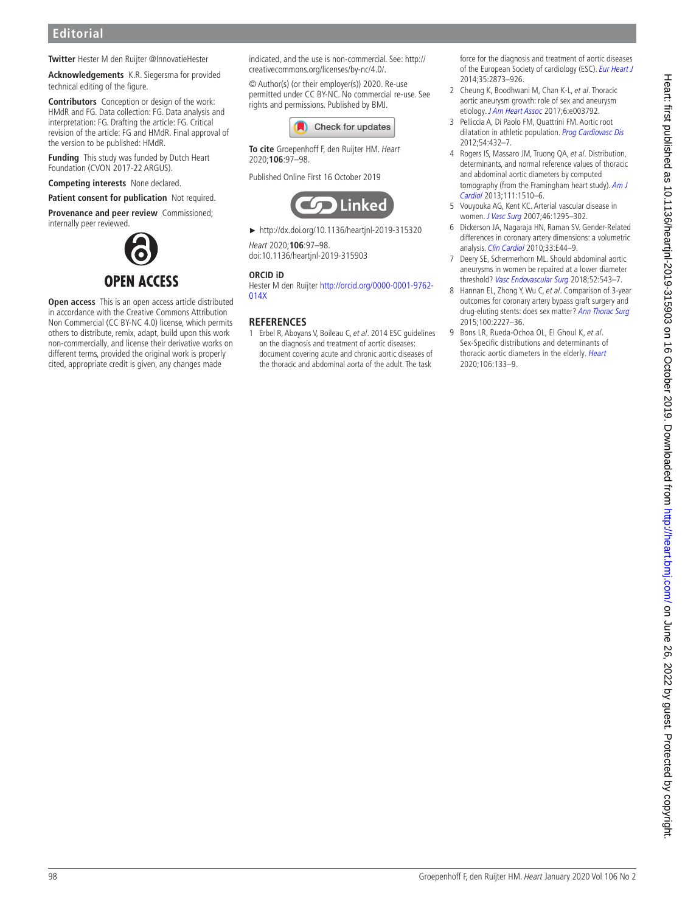**Twitter** Hester M den Ruijter @InnovatieHester

**Acknowledgements** K.R. Siegersma for provided technical editing of the figure.

**Contributors** Conception or design of the work: HMdR and FG. Data collection: FG. Data analysis and interpretation: FG. Drafting the article: FG. Critical revision of the article: FG and HMdR. Final approval of the version to be published: HMdR.

**Funding** This study was funded by Dutch Heart Foundation (CVON 2017-22 ARGUS).

**Competing interests** None declared.

**Patient consent for publication** Not required.

**Provenance and peer review** Commissioned; internally peer reviewed.

OPEN ACCESS

**Open access** This is an open access article distributed in accordance with the Creative Commons Attribution Non Commercial (CC BY-NC 4.0) license, which permits others to distribute, remix, adapt, build upon this work non-commercially, and license their derivative works on different terms, provided the original work is properly cited, appropriate credit is given, any changes made indicated, and the use is non-commercial. See: http://creativecommons.org/licenses/by-nc/4.0/.

© Author(s) (or their employer(s)) 2020. Re-use permitted under CC BY-NC. No commercial re-use. See rights and permissions. Published by BMJ.

**To cite** Groepenhoff F, den Ruijter HM. *Heart* 2020;**106**:97–98.

Published Online First 16 October 2019

► http://dx.doi.org/10.1136/heartjnl-2019-315320

*Heart* 2020;**106**:97–98. doi:10.1136/heartjnl-2019-315903

**ORCID iD**

Hester M den Ruijter http://orcid.org/0000-0001-9762-014X

## REFERENCES

1. Erbel R, Aboyans V, Boileau C, *et al*. 2014 ESC guidelines on the diagnosis and treatment of aortic diseases: document covering acute and chronic aortic diseases of the thoracic and abdominal aorta of the adult. The task force for the diagnosis and treatment of aortic diseases of the European Society of cardiology (ESC). *Eur Heart J* 2014;35:2873–926.
2. Cheung K, Boodhwani M, Chan K-L, *et al*. Thoracic aortic aneurysm growth: role of sex and aneurysm etiology. *J Am Heart Assoc* 2017;6:e003792.
3. Pelliccia A, Di Paolo FM, Quattrini FM. Aortic root dilatation in athletic population. *Prog Cardiovasc Dis* 2012;54:432–7.
4. Rogers IS, Massaro JM, Truong QA, *et al*. Distribution, determinants, and normal reference values of thoracic and abdominal aortic diameters by computed tomography (from the Framingham heart study). *Am J Cardiol* 2013;111:1510–6.
5. Vouyouka AG, Kent KC. Arterial vascular disease in women. *J Vasc Surg* 2007;46:1295–302.
6. Dickerson JA, Nagaraja HN, Raman SV. Gender-Related differences in coronary artery dimensions: a volumetric analysis. *Clin Cardiol* 2010;33:E44–9.
7. Deery SE, Schermerhorn ML. Should abdominal aortic aneurysms in women be repaired at a lower diameter threshold? *Vasc Endovascular Surg* 2018;52:543–7.
8. Hannan EL, Zhong Y, Wu C, *et al*. Comparison of 3-year outcomes for coronary artery bypass graft surgery and drug-eluting stents: does sex matter? *Ann Thorac Surg* 2015;100:2227–36.
9. Bons LR, Rueda-Ochoa OL, El Ghoul K, *et al*. Sex-Specific distributions and determinants of thoracic aortic diameters in the elderly. *Heart* 2020;106:133–9.